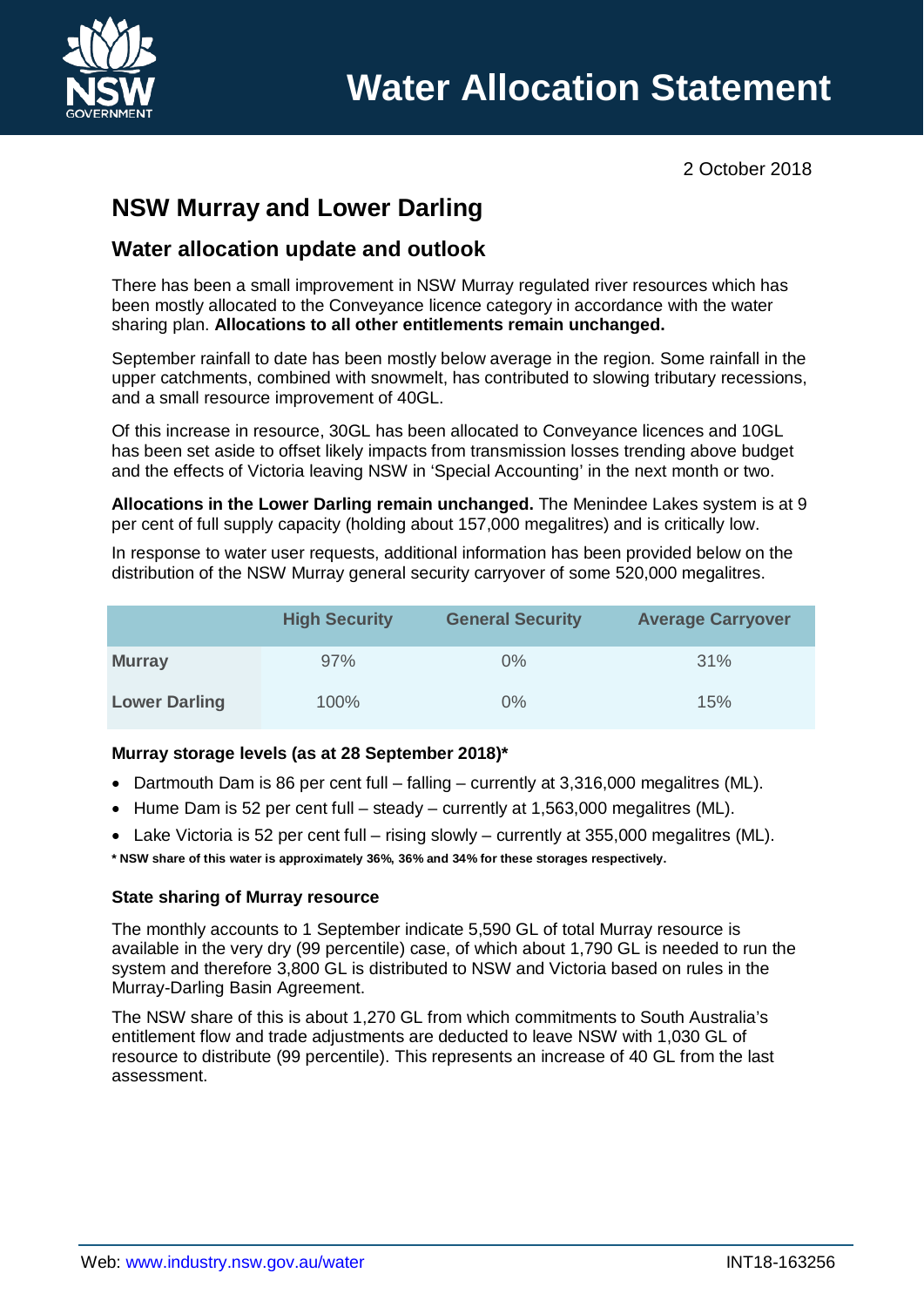# Water Allocation Statement

2 October 2018

## NSW Murray and Lower Darling

### Water allocation update and outlook

There has been a small improvement in NSW Murray regulated river resources which has been mostly allocated to the Conveyance licence category in accordance with the water sharing plan. **Allocations to all other entitlements remain unchanged.**

September rainfall to date has been mostly below average in the region. Some rainfall in the upper catchments, combined with snowmelt, has contributed to slowing tributary recessions, and a small resource improvement of 40GL.

Of this increase in resource, 30GL has been allocated to Conveyance licences and 10GL has been set aside to offset likely impacts from transmission losses trending above budget and the effects of Victoria leaving NSW in 'Special Accounting' in the next month or two.

**Allocations in the Lower Darling remain unchanged.** The Menindee Lakes system is at 9 per cent of full supply capacity (holding about 157,000 megalitres) and is critically low.

In response to water user requests, additional information has been provided below on the distribution of the NSW Murray general security carryover of some 520,000 megalitres.

| | High Security | General Security | Average Carryover |
|---|---|---|---|
| **Murray** | 97% | 0% | 31% |
| **Lower Darling** | 100% | 0% | 15% |

**Murray storage levels (as at 28 September 2018)***

- Dartmouth Dam is 86 per cent full – falling – currently at 3,316,000 megalitres (ML).
- Hume Dam is 52 per cent full – steady – currently at 1,563,000 megalitres (ML).
- Lake Victoria is 52 per cent full – rising slowly – currently at 355,000 megalitres (ML).

**\* NSW share of this water is approximately 36%, 36% and 34% for these storages respectively.**

**State sharing of Murray resource**

The monthly accounts to 1 September indicate 5,590 GL of total Murray resource is available in the very dry (99 percentile) case, of which about 1,790 GL is needed to run the system and therefore 3,800 GL is distributed to NSW and Victoria based on rules in the Murray-Darling Basin Agreement.

The NSW share of this is about 1,270 GL from which commitments to South Australia's entitlement flow and trade adjustments are deducted to leave NSW with 1,030 GL of resource to distribute (99 percentile). This represents an increase of 40 GL from the last assessment.

Web: www.industry.nsw.gov.au/water INT18-163256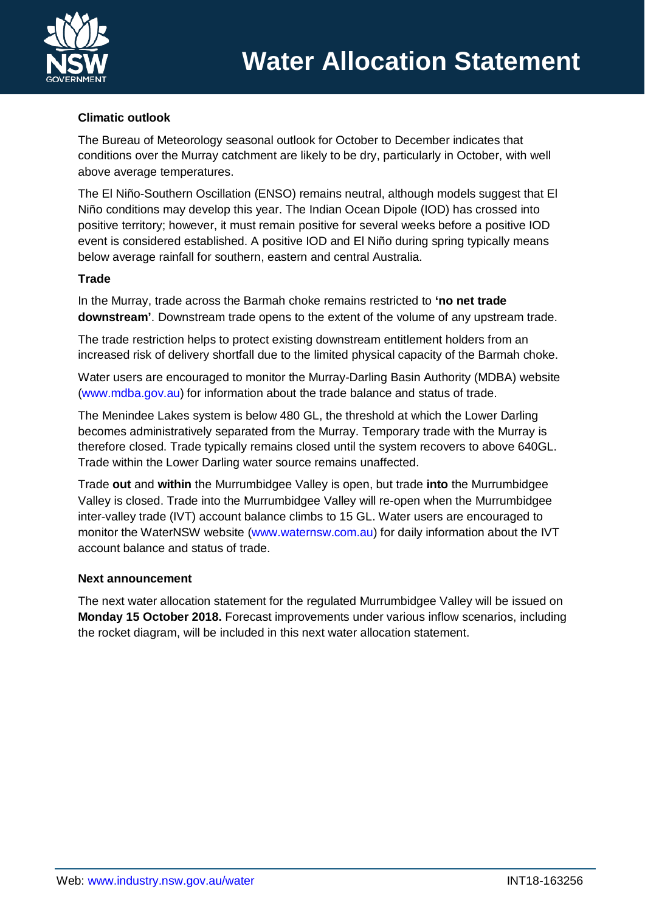### Climatic outlook

The Bureau of Meteorology seasonal outlook for October to December indicates that conditions over the Murray catchment are likely to be dry, particularly in October, with well above average temperatures.

The El Niño-Southern Oscillation (ENSO) remains neutral, although models suggest that El Niño conditions may develop this year. The Indian Ocean Dipole (IOD) has crossed into positive territory; however, it must remain positive for several weeks before a positive IOD event is considered established. A positive IOD and El Niño during spring typically means below average rainfall for southern, eastern and central Australia.

### Trade

In the Murray, trade across the Barmah choke remains restricted to **'no net trade downstream'**. Downstream trade opens to the extent of the volume of any upstream trade.

The trade restriction helps to protect existing downstream entitlement holders from an increased risk of delivery shortfall due to the limited physical capacity of the Barmah choke.

Water users are encouraged to monitor the Murray-Darling Basin Authority (MDBA) website (www.mdba.gov.au) for information about the trade balance and status of trade.

The Menindee Lakes system is below 480 GL, the threshold at which the Lower Darling becomes administratively separated from the Murray. Temporary trade with the Murray is therefore closed. Trade typically remains closed until the system recovers to above 640GL. Trade within the Lower Darling water source remains unaffected.

Trade **out** and **within** the Murrumbidgee Valley is open, but trade **into** the Murrumbidgee Valley is closed. Trade into the Murrumbidgee Valley will re-open when the Murrumbidgee inter-valley trade (IVT) account balance climbs to 15 GL. Water users are encouraged to monitor the WaterNSW website (www.waternsw.com.au) for daily information about the IVT account balance and status of trade.

### Next announcement

The next water allocation statement for the regulated Murrumbidgee Valley will be issued on **Monday 15 October 2018.** Forecast improvements under various inflow scenarios, including the rocket diagram, will be included in this next water allocation statement.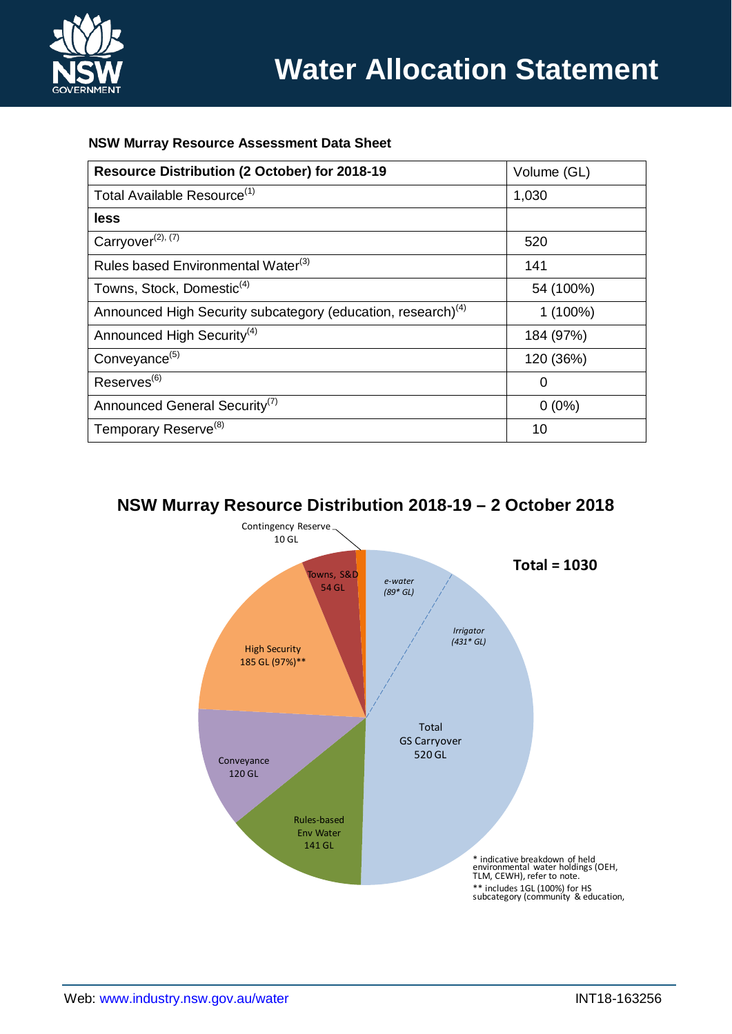# Water Allocation Statement

**NSW Murray Resource Assessment Data Sheet**

| **Resource Distribution (2 October) for 2018-19** | Volume (GL) |
|---|---|
| Total Available Resource[(1)] | 1,030 |
| **less** | |
| Carryover[(2), (7)] | 520 |
| Rules based Environmental Water[(3)] | 141 |
| Towns, Stock, Domestic[(4)] | 54 (100%) |
| Announced High Security subcategory (education, research)[(4)] | 1 (100%) |
| Announced High Security[(4)] | 184 (97%) |
| Conveyance[(5)] | 120 (36%) |
| Reserves[(6)] | 0 |
| Announced General Security[(7)] | 0 (0%) |
| Temporary Reserve[(8)] | 10 |

## NSW Murray Resource Distribution 2018-19 – 2 October 2018

**Total = 1030**

- Contingency Reserve 10 GL
- Towns, S&D 54 GL
- *e-water (89* GL)*
- *Irrigator (431* GL)*
- Total GS Carryover 520 GL
- Rules-based Env Water 141 GL
- Conveyance 120 GL
- High Security 185 GL (97%)**

\* indicative breakdown of held environmental water holdings (OEH, TLM, CEWH), refer to note.

\*\* includes 1GL (100%) for HS subcategory (community & education,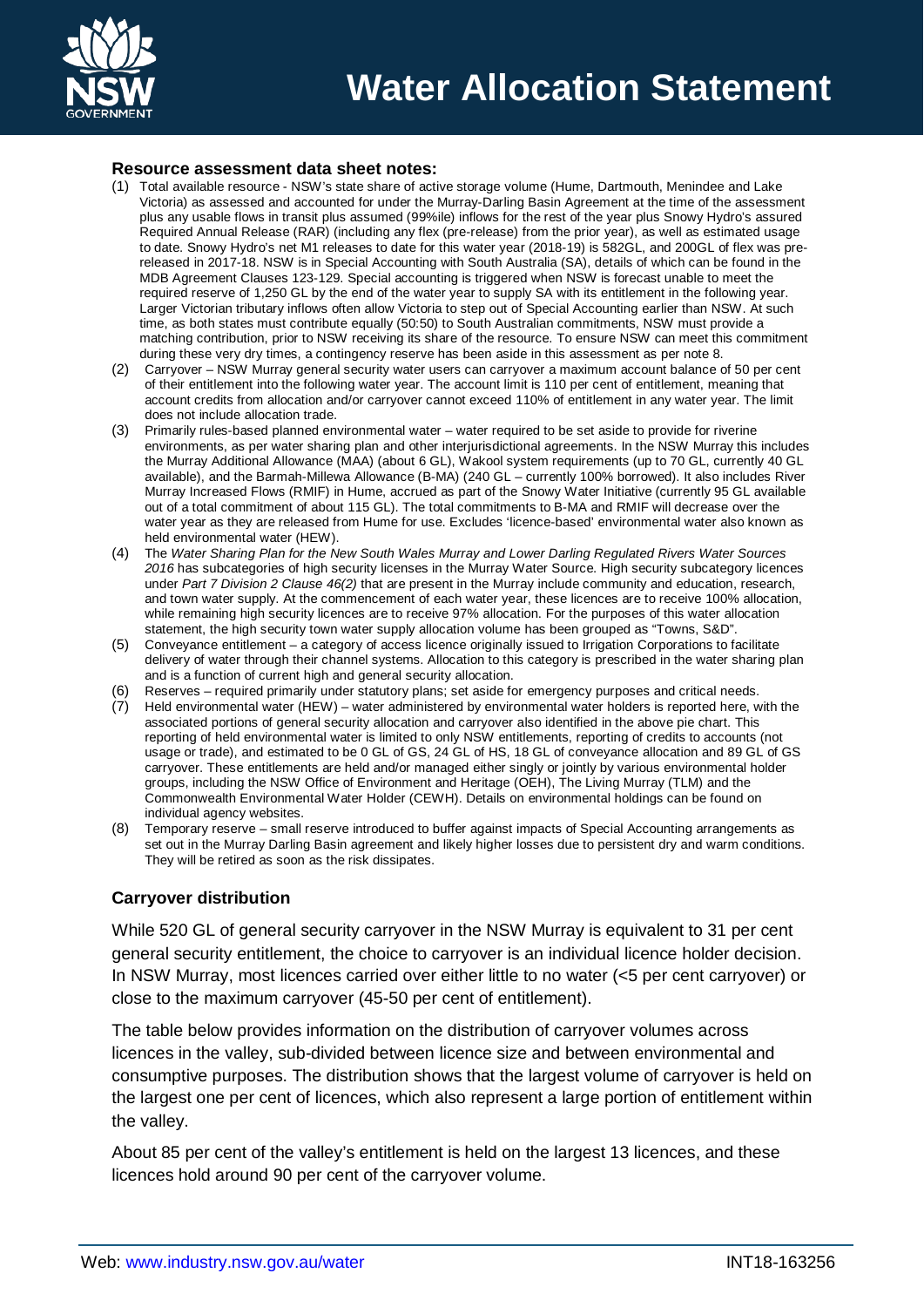**Resource assessment data sheet notes:**

(1) Total available resource - NSW's state share of active storage volume (Hume, Dartmouth, Menindee and Lake Victoria) as assessed and accounted for under the Murray-Darling Basin Agreement at the time of the assessment plus any usable flows in transit plus assumed (99%ile) inflows for the rest of the year plus Snowy Hydro's assured Required Annual Release (RAR) (including any flex (pre-release) from the prior year), as well as estimated usage to date. Snowy Hydro's net M1 releases to date for this water year (2018-19) is 582GL, and 200GL of flex was pre-released in 2017-18. NSW is in Special Accounting with South Australia (SA), details of which can be found in the MDB Agreement Clauses 123-129. Special accounting is triggered when NSW is forecast unable to meet the required reserve of 1,250 GL by the end of the water year to supply SA with its entitlement in the following year. Larger Victorian tributary inflows often allow Victoria to step out of Special Accounting earlier than NSW. At such time, as both states must contribute equally (50:50) to South Australian commitments, NSW must provide a matching contribution, prior to NSW receiving its share of the resource. To ensure NSW can meet this commitment during these very dry times, a contingency reserve has been aside in this assessment as per note 8.

(2) Carryover – NSW Murray general security water users can carryover a maximum account balance of 50 per cent of their entitlement into the following water year. The account limit is 110 per cent of entitlement, meaning that account credits from allocation and/or carryover cannot exceed 110% of entitlement in any water year. The limit does not include allocation trade.

(3) Primarily rules-based planned environmental water – water required to be set aside to provide for riverine environments, as per water sharing plan and other interjurisdictional agreements. In the NSW Murray this includes the Murray Additional Allowance (MAA) (about 6 GL), Wakool system requirements (up to 70 GL, currently 40 GL available), and the Barmah-Millewa Allowance (B-MA) (240 GL – currently 100% borrowed). It also includes River Murray Increased Flows (RMIF) in Hume, accrued as part of the Snowy Water Initiative (currently 95 GL available out of a total commitment of about 115 GL). The total commitments to B-MA and RMIF will decrease over the water year as they are released from Hume for use. Excludes 'licence-based' environmental water also known as held environmental water (HEW).

(4) The *Water Sharing Plan for the New South Wales Murray and Lower Darling Regulated Rivers Water Sources 2016* has subcategories of high security licenses in the Murray Water Source. High security subcategory licences under *Part 7 Division 2 Clause 46(2)* that are present in the Murray include community and education, research, and town water supply. At the commencement of each water year, these licences are to receive 100% allocation, while remaining high security licences are to receive 97% allocation. For the purposes of this water allocation statement, the high security town water supply allocation volume has been grouped as "Towns, S&D".

(5) Conveyance entitlement – a category of access licence originally issued to Irrigation Corporations to facilitate delivery of water through their channel systems. Allocation to this category is prescribed in the water sharing plan and is a function of current high and general security allocation.

(6) Reserves – required primarily under statutory plans; set aside for emergency purposes and critical needs.

(7) Held environmental water (HEW) – water administered by environmental water holders is reported here, with the associated portions of general security allocation and carryover also identified in the above pie chart. This reporting of held environmental water is limited to only NSW entitlements, reporting of credits to accounts (not usage or trade), and estimated to be 0 GL of GS, 24 GL of HS, 18 GL of conveyance allocation and 89 GL of GS carryover. These entitlements are held and/or managed either singly or jointly by various environmental holder groups, including the NSW Office of Environment and Heritage (OEH), The Living Murray (TLM) and the Commonwealth Environmental Water Holder (CEWH). Details on environmental holdings can be found on individual agency websites.

(8) Temporary reserve – small reserve introduced to buffer against impacts of Special Accounting arrangements as set out in the Murray Darling Basin agreement and likely higher losses due to persistent dry and warm conditions. They will be retired as soon as the risk dissipates.

## Carryover distribution

While 520 GL of general security carryover in the NSW Murray is equivalent to 31 per cent general security entitlement, the choice to carryover is an individual licence holder decision. In NSW Murray, most licences carried over either little to no water (<5 per cent carryover) or close to the maximum carryover (45-50 per cent of entitlement).

The table below provides information on the distribution of carryover volumes across licences in the valley, sub-divided between licence size and between environmental and consumptive purposes. The distribution shows that the largest volume of carryover is held on the largest one per cent of licences, which also represent a large portion of entitlement within the valley.

About 85 per cent of the valley's entitlement is held on the largest 13 licences, and these licences hold around 90 per cent of the carryover volume.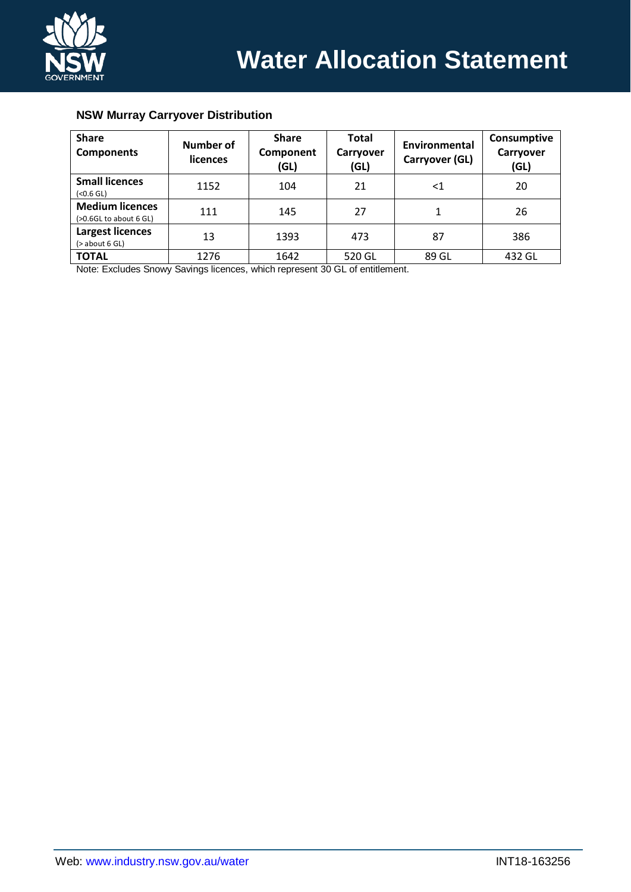### NSW Murray Carryover Distribution

| Share Components | Number of licences | Share Component (GL) | Total Carryover (GL) | Environmental Carryover (GL) | Consumptive Carryover (GL) |
|---|---|---|---|---|---|
| **Small licences** (<0.6 GL) | 1152 | 104 | 21 | <1 | 20 |
| **Medium licences** (>0.6GL to about 6 GL) | 111 | 145 | 27 | 1 | 26 |
| **Largest licences** (> about 6 GL) | 13 | 1393 | 473 | 87 | 386 |
| **TOTAL** | 1276 | 1642 | 520 GL | 89 GL | 432 GL |

Note: Excludes Snowy Savings licences, which represent 30 GL of entitlement.